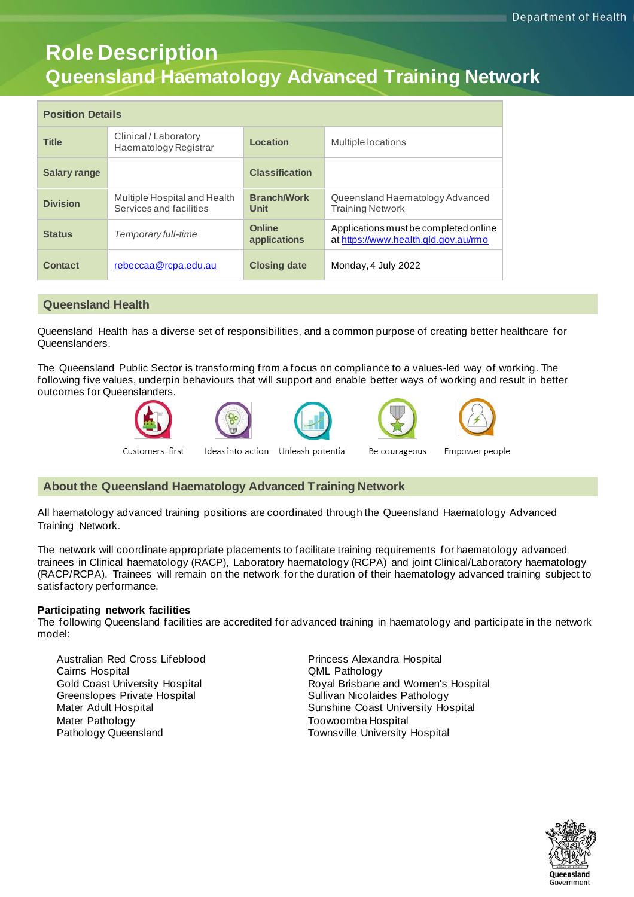# Role Description

## Queensland Haematology Advanced Training Network

| Position Details | | | |
|---|---|---|---|
| **Title** | Clinical / Laboratory Haematology Registrar | **Location** | Multiple locations |
| **Salary range** | | **Classification** | |
| **Division** | Multiple Hospital and Health Services and facilities | **Branch/Work Unit** | Queensland Haematology Advanced Training Network |
| **Status** | *Temporary full-time* | **Online applications** | Applications must be completed online at https://www.health.qld.gov.au/rmo |
| **Contact** | rebeccaa@rcpa.edu.au | **Closing date** | Monday, 4 July 2022 |

## Queensland Health

Queensland Health has a diverse set of responsibilities, and a common purpose of creating better healthcare for Queenslanders.

The Queensland Public Sector is transforming from a focus on compliance to a values-led way of working. The following five values, underpin behaviours that will support and enable better ways of working and result in better outcomes for Queenslanders.

Customers first — Ideas into action — Unleash potential — Be courageous — Empower people

## About the Queensland Haematology Advanced Training Network

All haematology advanced training positions are coordinated through the Queensland Haematology Advanced Training Network.

The network will coordinate appropriate placements to facilitate training requirements for haematology advanced trainees in Clinical haematology (RACP), Laboratory haematology (RCPA) and joint Clinical/Laboratory haematology (RACP/RCPA). Trainees will remain on the network for the duration of their haematology advanced training subject to satisfactory performance.

**Participating network facilities**

The following Queensland facilities are accredited for advanced training in haematology and participate in the network model:

- Australian Red Cross Lifeblood
- Cairns Hospital
- Gold Coast University Hospital
- Greenslopes Private Hospital
- Mater Adult Hospital
- Mater Pathology
- Pathology Queensland
- Princess Alexandra Hospital
- QML Pathology
- Royal Brisbane and Women's Hospital
- Sullivan Nicolaides Pathology
- Sunshine Coast University Hospital
- Toowoomba Hospital
- Townsville University Hospital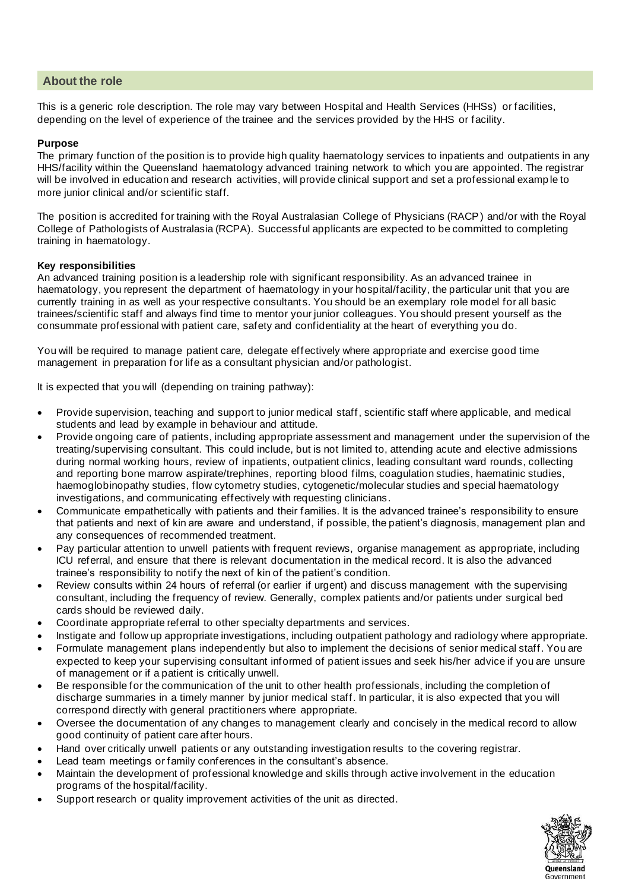## About the role

This is a generic role description. The role may vary between Hospital and Health Services (HHSs) or facilities, depending on the level of experience of the trainee and the services provided by the HHS or facility.

**Purpose**

The primary function of the position is to provide high quality haematology services to inpatients and outpatients in any HHS/facility within the Queensland haematology advanced training network to which you are appointed. The registrar will be involved in education and research activities, will provide clinical support and set a professional example to more junior clinical and/or scientific staff.

The position is accredited for training with the Royal Australasian College of Physicians (RACP) and/or with the Royal College of Pathologists of Australasia (RCPA). Successful applicants are expected to be committed to completing training in haematology.

**Key responsibilities**

An advanced training position is a leadership role with significant responsibility. As an advanced trainee in haematology, you represent the department of haematology in your hospital/facility, the particular unit that you are currently training in as well as your respective consultants. You should be an exemplary role model for all basic trainees/scientific staff and always find time to mentor your junior colleagues. You should present yourself as the consummate professional with patient care, safety and confidentiality at the heart of everything you do.

You will be required to manage patient care, delegate effectively where appropriate and exercise good time management in preparation for life as a consultant physician and/or pathologist.

It is expected that you will (depending on training pathway):

- Provide supervision, teaching and support to junior medical staff, scientific staff where applicable, and medical students and lead by example in behaviour and attitude.
- Provide ongoing care of patients, including appropriate assessment and management under the supervision of the treating/supervising consultant. This could include, but is not limited to, attending acute and elective admissions during normal working hours, review of inpatients, outpatient clinics, leading consultant ward rounds, collecting and reporting bone marrow aspirate/trephines, reporting blood films, coagulation studies, haematinic studies, haemoglobinopathy studies, flow cytometry studies, cytogenetic/molecular studies and special haematology investigations, and communicating effectively with requesting clinicians.
- Communicate empathetically with patients and their families. It is the advanced trainee's responsibility to ensure that patients and next of kin are aware and understand, if possible, the patient's diagnosis, management plan and any consequences of recommended treatment.
- Pay particular attention to unwell patients with frequent reviews, organise management as appropriate, including ICU referral, and ensure that there is relevant documentation in the medical record. It is also the advanced trainee's responsibility to notify the next of kin of the patient's condition.
- Review consults within 24 hours of referral (or earlier if urgent) and discuss management with the supervising consultant, including the frequency of review. Generally, complex patients and/or patients under surgical bed cards should be reviewed daily.
- Coordinate appropriate referral to other specialty departments and services.
- Instigate and follow up appropriate investigations, including outpatient pathology and radiology where appropriate.
- Formulate management plans independently but also to implement the decisions of senior medical staff. You are expected to keep your supervising consultant informed of patient issues and seek his/her advice if you are unsure of management or if a patient is critically unwell.
- Be responsible for the communication of the unit to other health professionals, including the completion of discharge summaries in a timely manner by junior medical staff. In particular, it is also expected that you will correspond directly with general practitioners where appropriate.
- Oversee the documentation of any changes to management clearly and concisely in the medical record to allow good continuity of patient care after hours.
- Hand over critically unwell patients or any outstanding investigation results to the covering registrar.
- Lead team meetings or family conferences in the consultant's absence.
- Maintain the development of professional knowledge and skills through active involvement in the education programs of the hospital/facility.
- Support research or quality improvement activities of the unit as directed.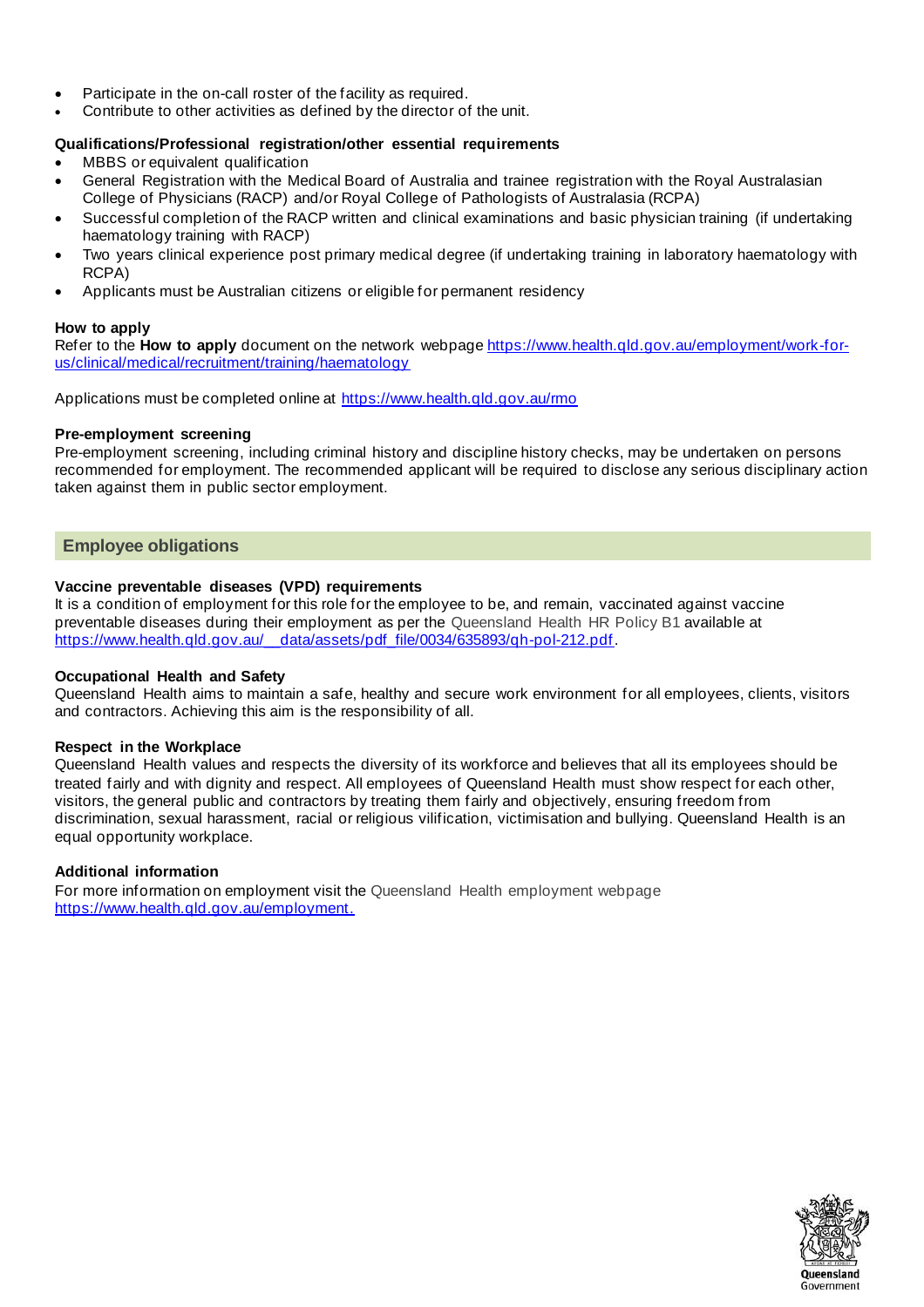- Participate in the on-call roster of the facility as required.
- Contribute to other activities as defined by the director of the unit.

**Qualifications/Professional registration/other essential requirements**

- MBBS or equivalent qualification
- General Registration with the Medical Board of Australia and trainee registration with the Royal Australasian College of Physicians (RACP) and/or Royal College of Pathologists of Australasia (RCPA)
- Successful completion of the RACP written and clinical examinations and basic physician training (if undertaking haematology training with RACP)
- Two years clinical experience post primary medical degree (if undertaking training in laboratory haematology with RCPA)
- Applicants must be Australian citizens or eligible for permanent residency

**How to apply**

Refer to the **How to apply** document on the network webpage https://www.health.qld.gov.au/employment/work-for-us/clinical/medical/recruitment/training/haematology

Applications must be completed online at https://www.health.qld.gov.au/rmo

**Pre-employment screening**

Pre-employment screening, including criminal history and discipline history checks, may be undertaken on persons recommended for employment. The recommended applicant will be required to disclose any serious disciplinary action taken against them in public sector employment.

## Employee obligations

**Vaccine preventable diseases (VPD) requirements**

It is a condition of employment for this role for the employee to be, and remain, vaccinated against vaccine preventable diseases during their employment as per the Queensland Health HR Policy B1 available at https://www.health.qld.gov.au/__data/assets/pdf_file/0034/635893/qh-pol-212.pdf.

**Occupational Health and Safety**

Queensland Health aims to maintain a safe, healthy and secure work environment for all employees, clients, visitors and contractors. Achieving this aim is the responsibility of all.

**Respect in the Workplace**

Queensland Health values and respects the diversity of its workforce and believes that all its employees should be treated fairly and with dignity and respect. All employees of Queensland Health must show respect for each other, visitors, the general public and contractors by treating them fairly and objectively, ensuring freedom from discrimination, sexual harassment, racial or religious vilification, victimisation and bullying. Queensland Health is an equal opportunity workplace.

**Additional information**

For more information on employment visit the Queensland Health employment webpage https://www.health.qld.gov.au/employment.